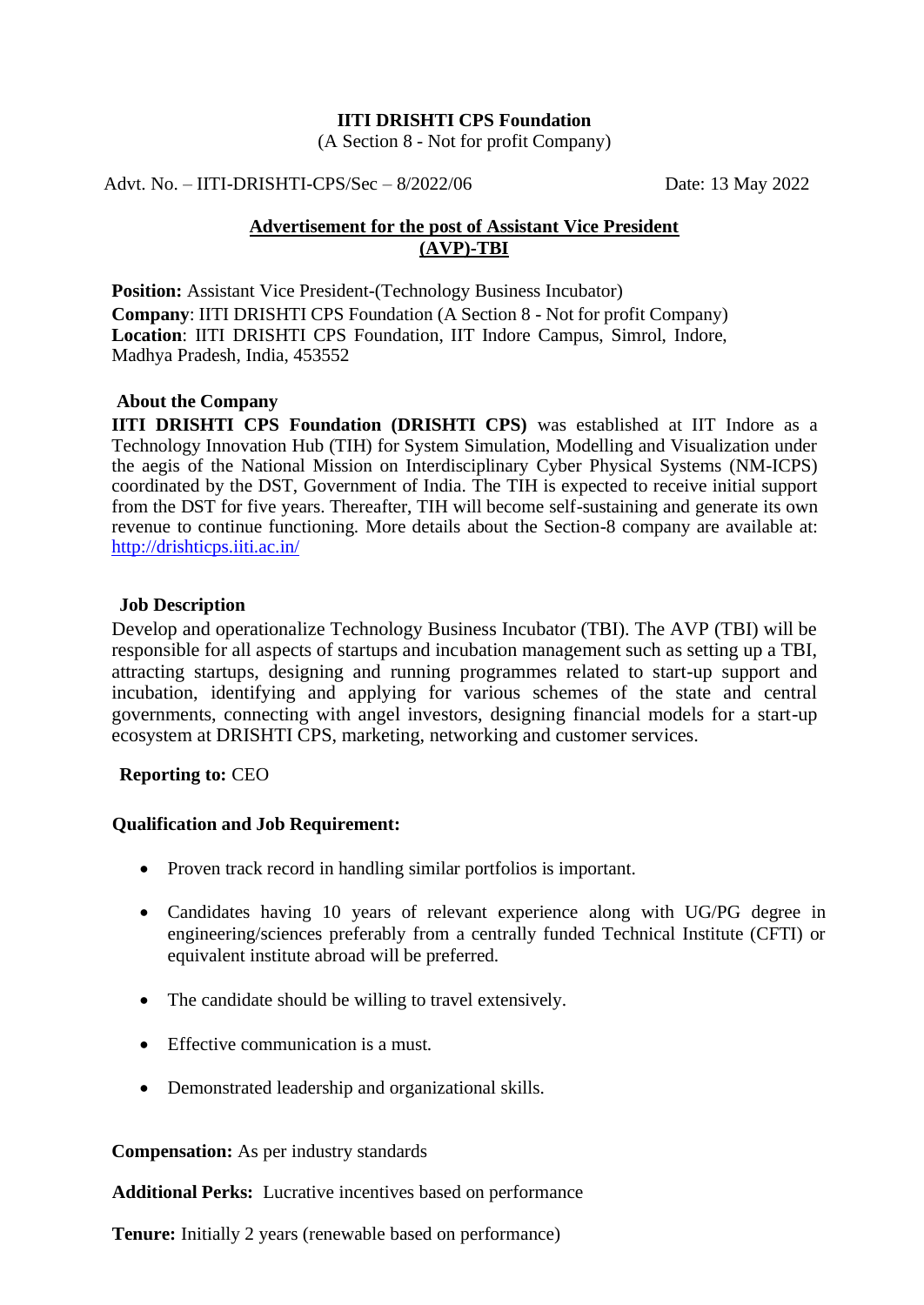# IITI DRISHTI CPS Foundation

(A Section 8 - Not for profit Company)

Advt. No. – IITI-DRISHTI-CPS/Sec – 8/2022/06 Date: 13 May 2022

## Advertisement for the post of Assistant Vice President (AVP)-TBI

**Position:** Assistant Vice President-(Technology Business Incubator)
**Company**: IITI DRISHTI CPS Foundation (A Section 8 - Not for profit Company)
**Location**: IITI DRISHTI CPS Foundation, IIT Indore Campus, Simrol, Indore, Madhya Pradesh, India, 453552

### About the Company

**IITI DRISHTI CPS Foundation (DRISHTI CPS)** was established at IIT Indore as a Technology Innovation Hub (TIH) for System Simulation, Modelling and Visualization under the aegis of the National Mission on Interdisciplinary Cyber Physical Systems (NM-ICPS) coordinated by the DST, Government of India. The TIH is expected to receive initial support from the DST for five years. Thereafter, TIH will become self-sustaining and generate its own revenue to continue functioning. More details about the Section-8 company are available at: http://drishticps.iiti.ac.in/

### Job Description

Develop and operationalize Technology Business Incubator (TBI). The AVP (TBI) will be responsible for all aspects of startups and incubation management such as setting up a TBI, attracting startups, designing and running programmes related to start-up support and incubation, identifying and applying for various schemes of the state and central governments, connecting with angel investors, designing financial models for a start-up ecosystem at DRISHTI CPS, marketing, networking and customer services.

**Reporting to:** CEO

### Qualification and Job Requirement:

- Proven track record in handling similar portfolios is important.
- Candidates having 10 years of relevant experience along with UG/PG degree in engineering/sciences preferably from a centrally funded Technical Institute (CFTI) or equivalent institute abroad will be preferred.
- The candidate should be willing to travel extensively.
- Effective communication is a must.
- Demonstrated leadership and organizational skills.

**Compensation:** As per industry standards

**Additional Perks:** Lucrative incentives based on performance

**Tenure:** Initially 2 years (renewable based on performance)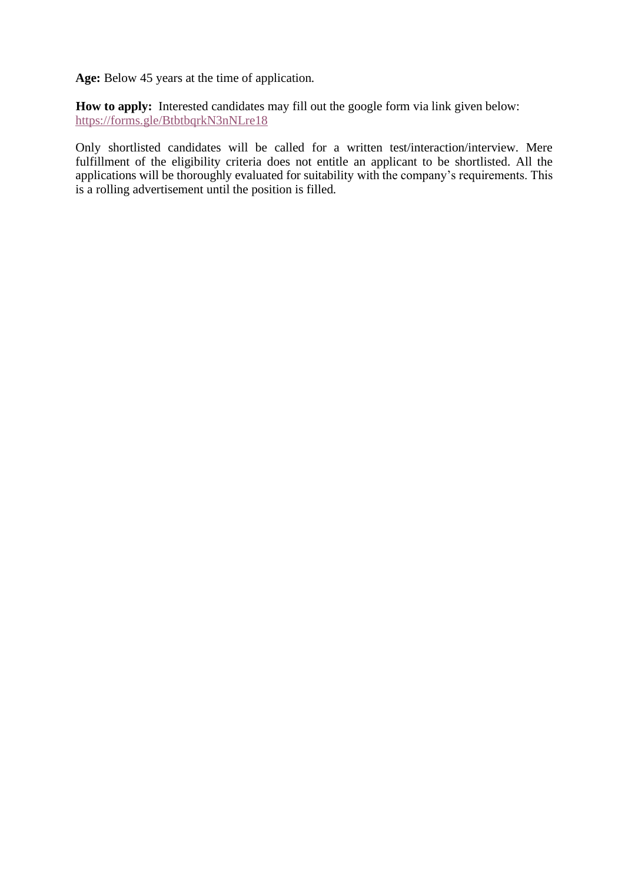**Age:** Below 45 years at the time of application.

**How to apply:** Interested candidates may fill out the google form via link given below:
https://forms.gle/BtbtbqrkN3nNLre18

Only shortlisted candidates will be called for a written test/interaction/interview. Mere fulfillment of the eligibility criteria does not entitle an applicant to be shortlisted. All the applications will be thoroughly evaluated for suitability with the company's requirements. This is a rolling advertisement until the position is filled.